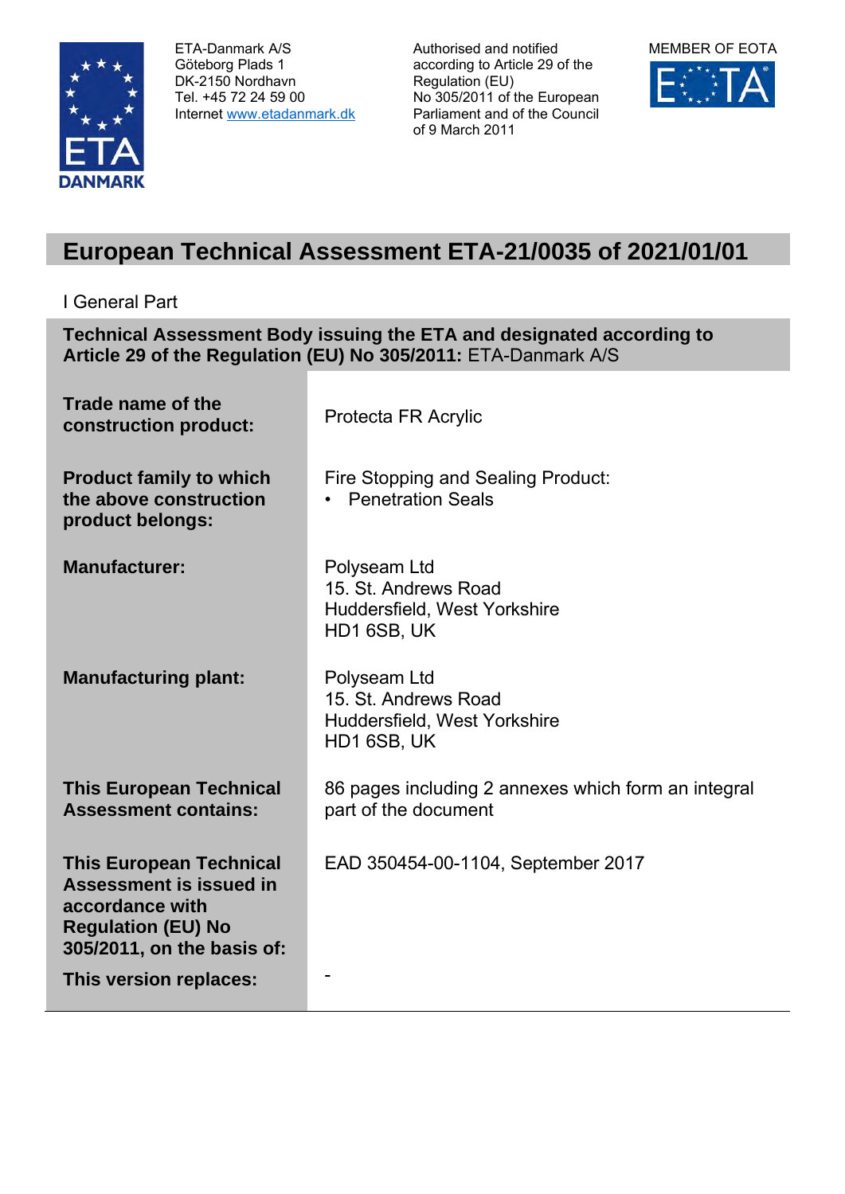ETA-Danmark A/S
Göteborg Plads 1
DK-2150 Nordhavn
Tel. +45 72 24 59 00
Internet www.etadanmark.dk

Authorised and notified according to Article 29 of the Regulation (EU) No 305/2011 of the European Parliament and of the Council of 9 March 2011

MEMBER OF EOTA

# European Technical Assessment ETA-21/0035 of 2021/01/01

I General Part

**Technical Assessment Body issuing the ETA and designated according to Article 29 of the Regulation (EU) No 305/2011:** ETA-Danmark A/S

| | |
|---|---|
| **Trade name of the construction product:** | Protecta FR Acrylic |
| **Product family to which the above construction product belongs:** | Fire Stopping and Sealing Product:<br>• Penetration Seals |
| **Manufacturer:** | Polyseam Ltd<br>15. St. Andrews Road<br>Huddersfield, West Yorkshire<br>HD1 6SB, UK |
| **Manufacturing plant:** | Polyseam Ltd<br>15. St. Andrews Road<br>Huddersfield, West Yorkshire<br>HD1 6SB, UK |
| **This European Technical Assessment contains:** | 86 pages including 2 annexes which form an integral part of the document |
| **This European Technical Assessment is issued in accordance with Regulation (EU) No 305/2011, on the basis of:** | EAD 350454-00-1104, September 2017 |
| **This version replaces:** | - |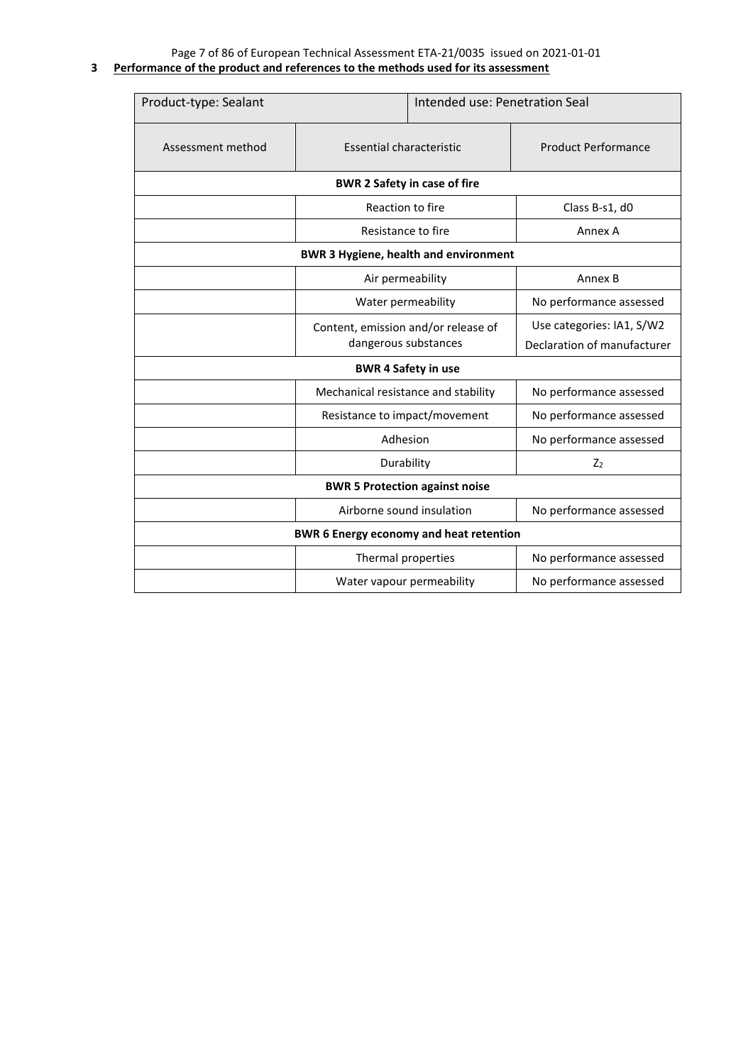## 3 Performance of the product and references to the methods used for its assessment

| Product-type: Sealant | Intended use: Penetration Seal | |
|---|---|---|
| Assessment method | Essential characteristic | Product Performance |
| **BWR 2 Safety in case of fire** | | |
| | Reaction to fire | Class B-s1, d0 |
| | Resistance to fire | Annex A |
| **BWR 3 Hygiene, health and environment** | | |
| | Air permeability | Annex B |
| | Water permeability | No performance assessed |
| | Content, emission and/or release of dangerous substances | Use categories: IA1, S/W2 Declaration of manufacturer |
| **BWR 4 Safety in use** | | |
| | Mechanical resistance and stability | No performance assessed |
| | Resistance to impact/movement | No performance assessed |
| | Adhesion | No performance assessed |
| | Durability | $Z_2$ |
| **BWR 5 Protection against noise** | | |
| | Airborne sound insulation | No performance assessed |
| **BWR 6 Energy economy and heat retention** | | |
| | Thermal properties | No performance assessed |
| | Water vapour permeability | No performance assessed |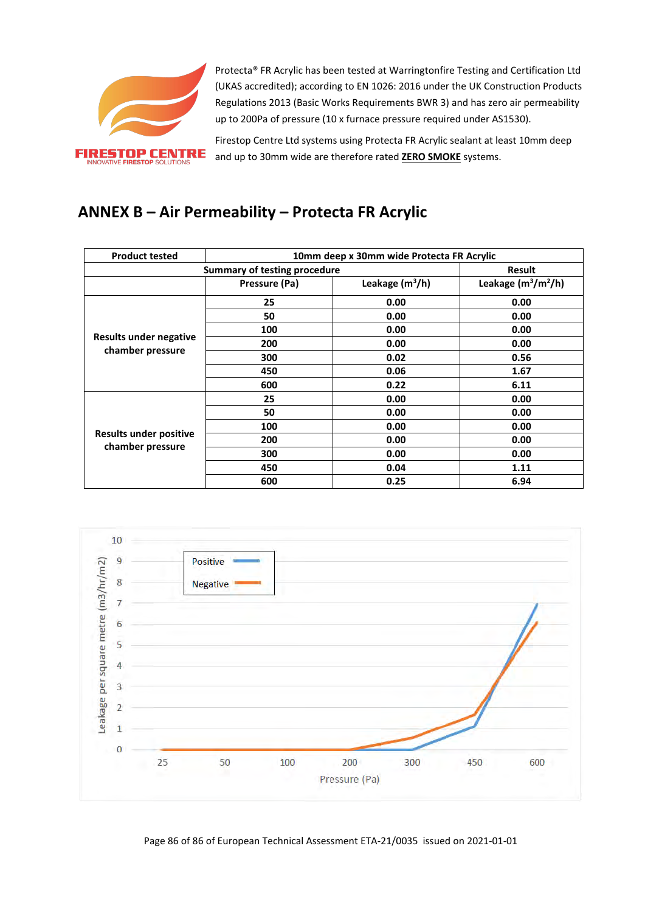FIRESTOP CENTRE
INNOVATIVE FIRESTOP SOLUTIONS

Protecta® FR Acrylic has been tested at Warringtonfire Testing and Certification Ltd (UKAS accredited); according to EN 1026: 2016 under the UK Construction Products Regulations 2013 (Basic Works Requirements BWR 3) and has zero air permeability up to 200Pa of pressure (10 x furnace pressure required under AS1530).

Firestop Centre Ltd systems using Protecta FR Acrylic sealant at least 10mm deep and up to 30mm wide are therefore rated **ZERO SMOKE** systems.

## ANNEX B – Air Permeability – Protecta FR Acrylic

| Product tested | 10mm deep x 30mm wide Protecta FR Acrylic | | |
|---|---|---|---|
| Summary of testing procedure | | | Result |
| | Pressure (Pa) | Leakage ($m^3/h$) | Leakage ($m^3/m^2/h$) |
| Results under negative chamber pressure | 25 | 0.00 | 0.00 |
| | 50 | 0.00 | 0.00 |
| | 100 | 0.00 | 0.00 |
| | 200 | 0.00 | 0.00 |
| | 300 | 0.02 | 0.56 |
| | 450 | 0.06 | 1.67 |
| | 600 | 0.22 | 6.11 |
| Results under positive chamber pressure | 25 | 0.00 | 0.00 |
| | 50 | 0.00 | 0.00 |
| | 100 | 0.00 | 0.00 |
| | 200 | 0.00 | 0.00 |
| | 300 | 0.00 | 0.00 |
| | 450 | 0.04 | 1.11 |
| | 600 | 0.25 | 6.94 |

Leakage per square metre (m3/hr/m2)

10
9
8
7
6
5
4
3
2
1
0

Positive
Negative

25 50 100 200 300 450 600

Pressure (Pa)